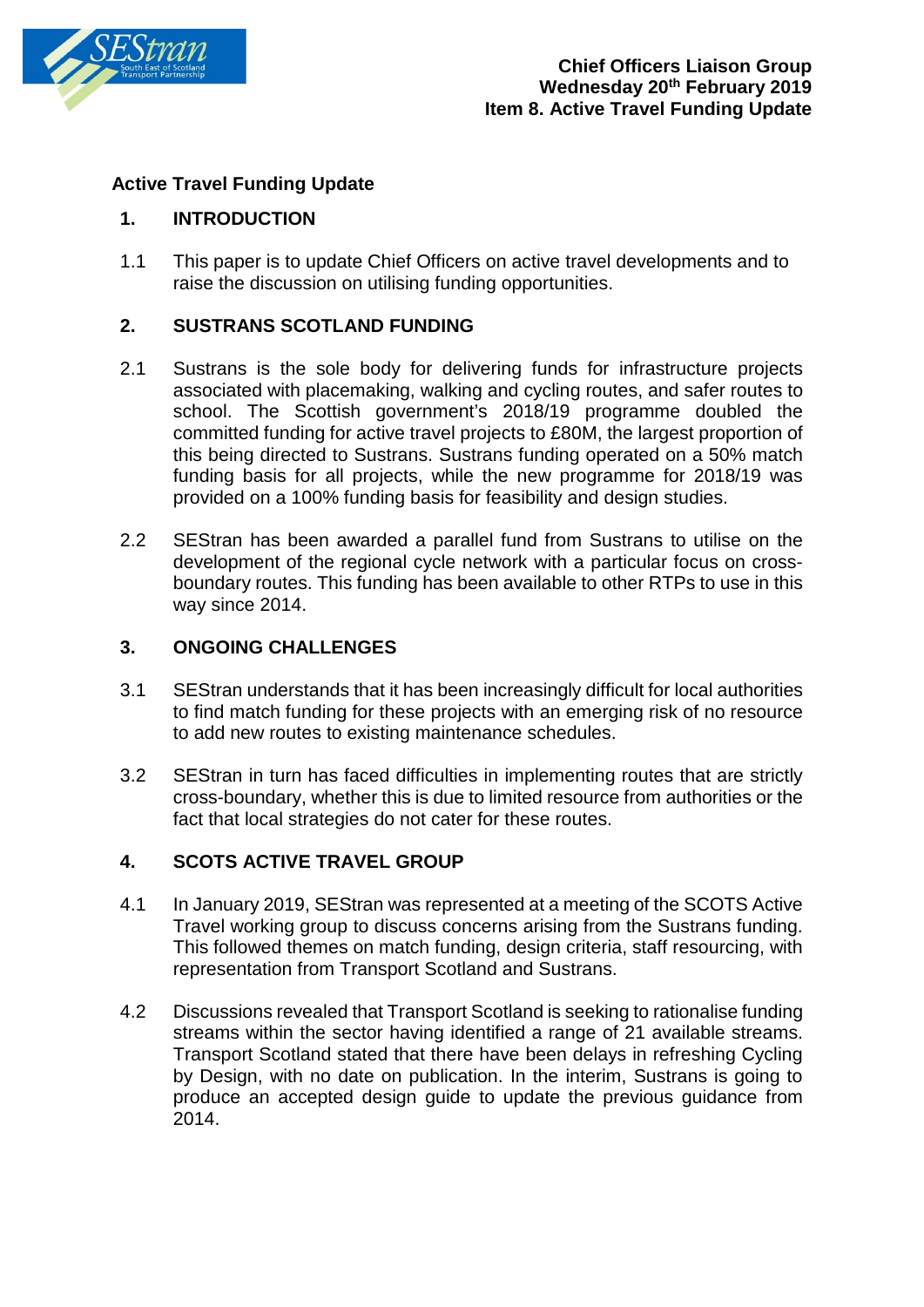**Chief Officers Liaison Group**
**Wednesday 20th February 2019**
**Item 8. Active Travel Funding Update**

## Active Travel Funding Update

### 1. INTRODUCTION

1.1 This paper is to update Chief Officers on active travel developments and to raise the discussion on utilising funding opportunities.

### 2. SUSTRANS SCOTLAND FUNDING

2.1 Sustrans is the sole body for delivering funds for infrastructure projects associated with placemaking, walking and cycling routes, and safer routes to school. The Scottish government's 2018/19 programme doubled the committed funding for active travel projects to £80M, the largest proportion of this being directed to Sustrans. Sustrans funding operated on a 50% match funding basis for all projects, while the new programme for 2018/19 was provided on a 100% funding basis for feasibility and design studies.

2.2 SEStran has been awarded a parallel fund from Sustrans to utilise on the development of the regional cycle network with a particular focus on cross-boundary routes. This funding has been available to other RTPs to use in this way since 2014.

### 3. ONGOING CHALLENGES

3.1 SEStran understands that it has been increasingly difficult for local authorities to find match funding for these projects with an emerging risk of no resource to add new routes to existing maintenance schedules.

3.2 SEStran in turn has faced difficulties in implementing routes that are strictly cross-boundary, whether this is due to limited resource from authorities or the fact that local strategies do not cater for these routes.

### 4. SCOTS ACTIVE TRAVEL GROUP

4.1 In January 2019, SEStran was represented at a meeting of the SCOTS Active Travel working group to discuss concerns arising from the Sustrans funding. This followed themes on match funding, design criteria, staff resourcing, with representation from Transport Scotland and Sustrans.

4.2 Discussions revealed that Transport Scotland is seeking to rationalise funding streams within the sector having identified a range of 21 available streams. Transport Scotland stated that there have been delays in refreshing Cycling by Design, with no date on publication. In the interim, Sustrans is going to produce an accepted design guide to update the previous guidance from 2014.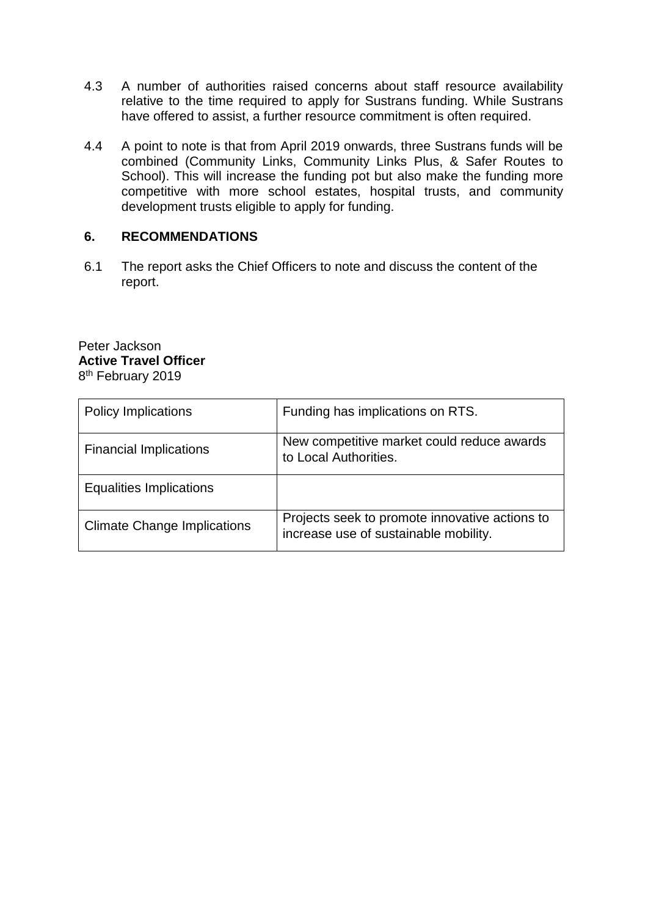4.3 A number of authorities raised concerns about staff resource availability relative to the time required to apply for Sustrans funding. While Sustrans have offered to assist, a further resource commitment is often required.

4.4 A point to note is that from April 2019 onwards, three Sustrans funds will be combined (Community Links, Community Links Plus, & Safer Routes to School). This will increase the funding pot but also make the funding more competitive with more school estates, hospital trusts, and community development trusts eligible to apply for funding.

## 6. RECOMMENDATIONS

6.1 The report asks the Chief Officers to note and discuss the content of the report.

Peter Jackson
**Active Travel Officer**
8th February 2019

| | |
|---|---|
| Policy Implications | Funding has implications on RTS. |
| Financial Implications | New competitive market could reduce awards to Local Authorities. |
| Equalities Implications | |
| Climate Change Implications | Projects seek to promote innovative actions to increase use of sustainable mobility. |